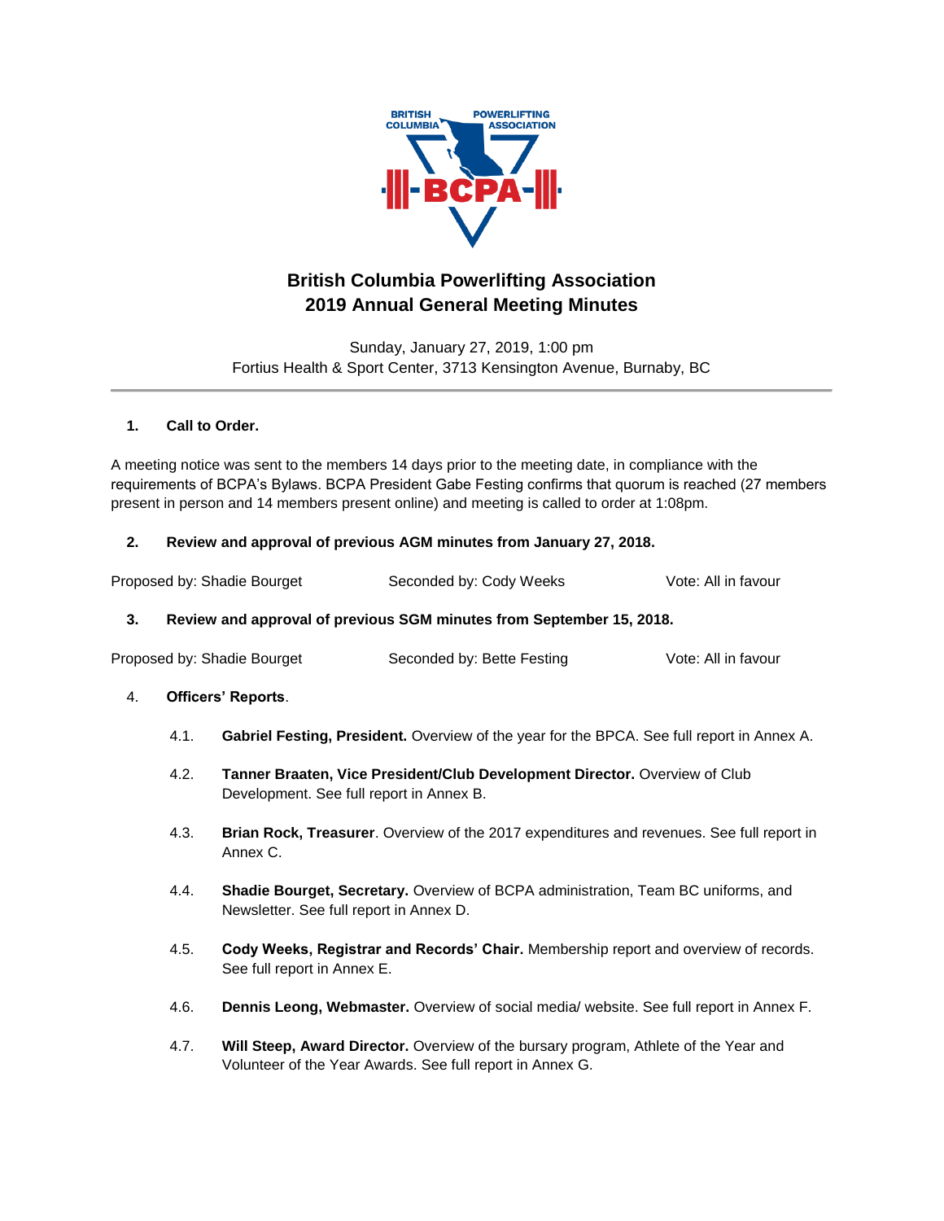# British Columbia Powerlifting Association
# 2019 Annual General Meeting Minutes

Sunday, January 27, 2019, 1:00 pm
Fortius Health & Sport Center, 3713 Kensington Avenue, Burnaby, BC

---

## 1. Call to Order.

A meeting notice was sent to the members 14 days prior to the meeting date, in compliance with the requirements of BCPA's Bylaws. BCPA President Gabe Festing confirms that quorum is reached (27 members present in person and 14 members present online) and meeting is called to order at 1:08pm.

## 2. Review and approval of previous AGM minutes from January 27, 2018.

Proposed by: Shadie Bourget    Seconded by: Cody Weeks    Vote: All in favour

## 3. Review and approval of previous SGM minutes from September 15, 2018.

Proposed by: Shadie Bourget    Seconded by: Bette Festing    Vote: All in favour

## 4. Officers' Reports.

4.1. **Gabriel Festing, President.** Overview of the year for the BPCA. See full report in Annex A.

4.2. **Tanner Braaten, Vice President/Club Development Director.** Overview of Club Development. See full report in Annex B.

4.3. **Brian Rock, Treasurer**. Overview of the 2017 expenditures and revenues. See full report in Annex C.

4.4. **Shadie Bourget, Secretary.** Overview of BCPA administration, Team BC uniforms, and Newsletter. See full report in Annex D.

4.5. **Cody Weeks, Registrar and Records' Chair.** Membership report and overview of records. See full report in Annex E.

4.6. **Dennis Leong, Webmaster.** Overview of social media/ website. See full report in Annex F.

4.7. **Will Steep, Award Director.** Overview of the bursary program, Athlete of the Year and Volunteer of the Year Awards. See full report in Annex G.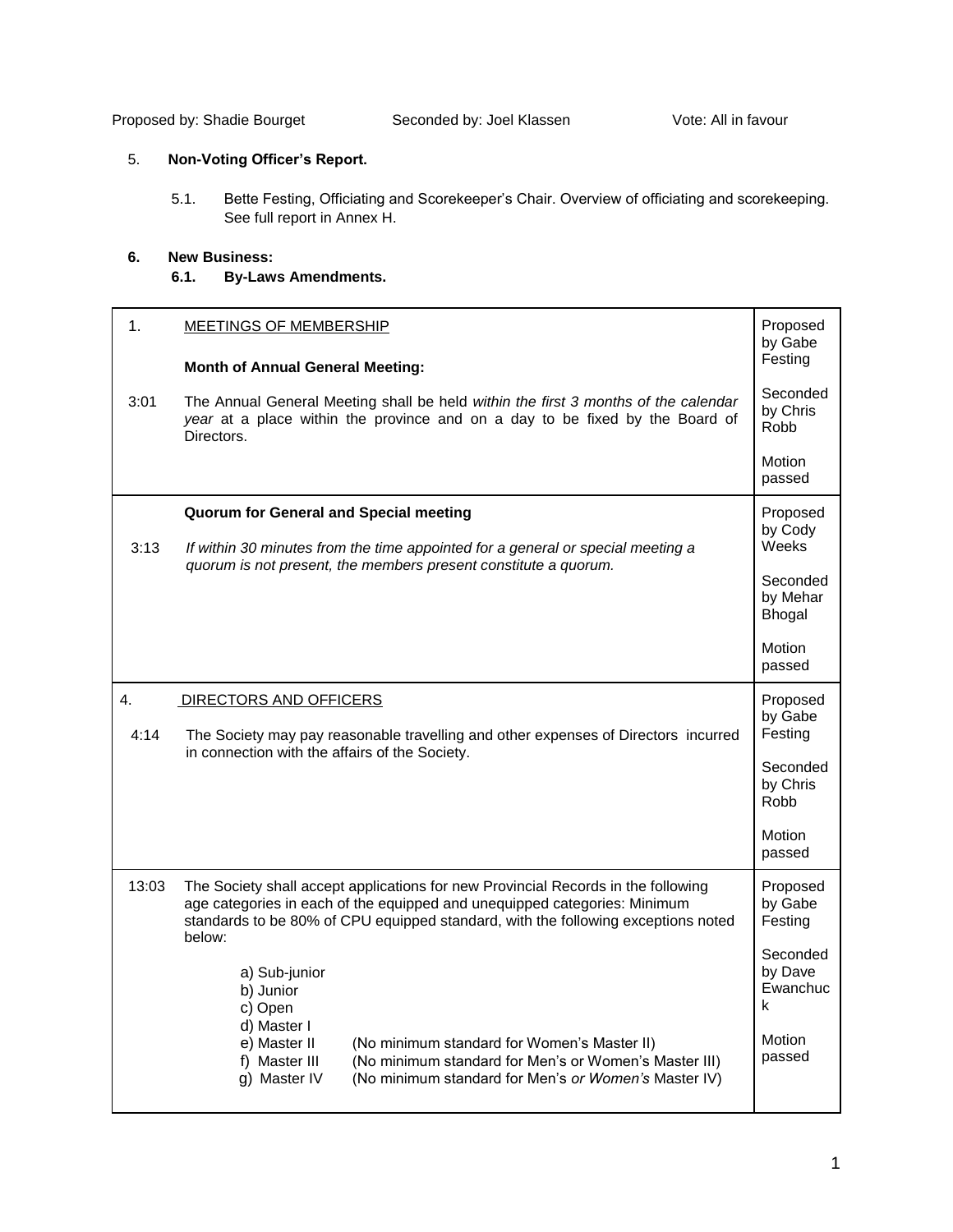Proposed by: Shadie Bourget Seconded by: Joel Klassen Vote: All in favour

5. **Non-Voting Officer's Report.**

5.1. Bette Festing, Officiating and Scorekeeper's Chair. Overview of officiating and scorekeeping. See full report in Annex H.

**6. New Business:**

**6.1. By-Laws Amendments.**

| | | |
|---|---|---|
| 1. | MEETINGS OF MEMBERSHIP<br><br>**Month of Annual General Meeting:** | Proposed by Gabe Festing<br><br>Seconded by Chris Robb<br><br>Motion passed |
| 3:01 | The Annual General Meeting shall be held *within the first 3 months of the calendar year* at a place within the province and on a day to be fixed by the Board of Directors. | |
| | **Quorum for General and Special meeting** | Proposed by Cody Weeks<br><br>Seconded by Mehar Bhogal<br><br>Motion passed |
| 3:13 | *If within 30 minutes from the time appointed for a general or special meeting a quorum is not present, the members present constitute a quorum.* | |
| 4. | DIRECTORS AND OFFICERS | Proposed by Gabe Festing<br><br>Seconded by Chris Robb<br><br>Motion passed |
| 4:14 | The Society may pay reasonable travelling and other expenses of Directors incurred in connection with the affairs of the Society. | |
| 13:03 | The Society shall accept applications for new Provincial Records in the following age categories in each of the equipped and unequipped categories: Minimum standards to be 80% of CPU equipped standard, with the following exceptions noted below:<br><br>a) Sub-junior<br>b) Junior<br>c) Open<br>d) Master I<br>e) Master II (No minimum standard for Women's Master II)<br>f) Master III (No minimum standard for Men's or Women's Master III)<br>g) Master IV (No minimum standard for Men's *or Women's* Master IV) | Proposed by Gabe Festing<br><br>Seconded by Dave Ewanchuck<br><br>Motion passed |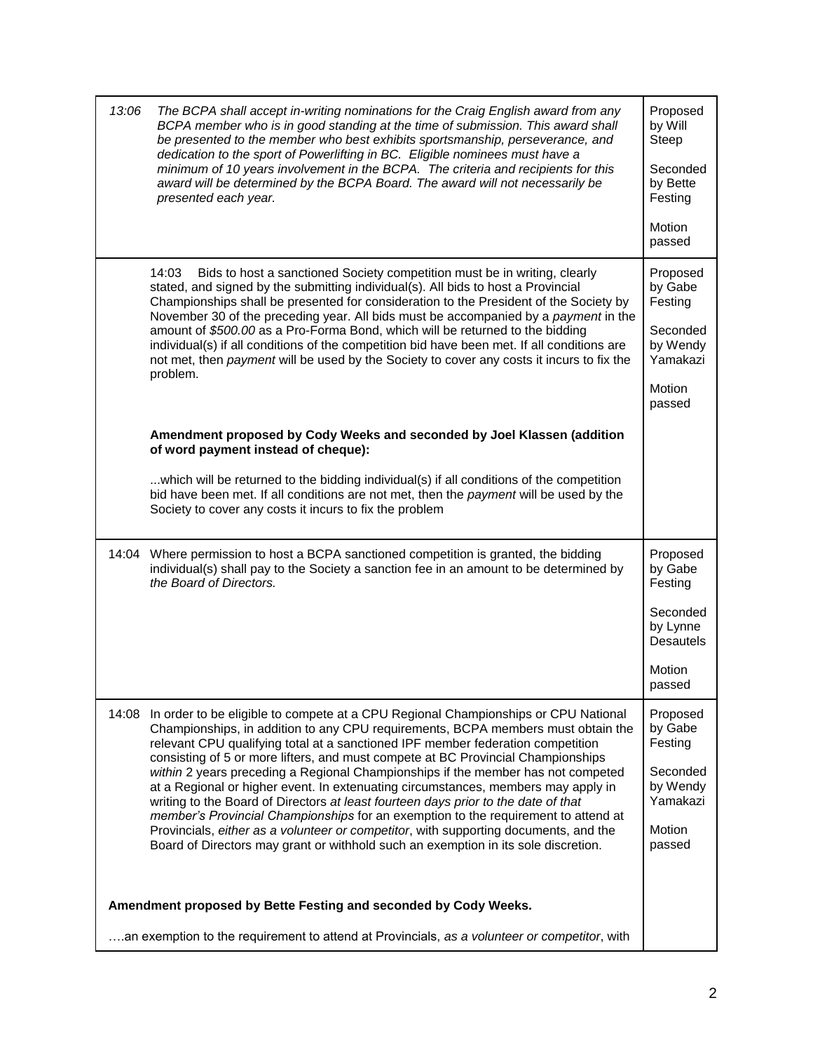| | | |
|---|---|---|
| *13:06* | *The BCPA shall accept in-writing nominations for the Craig English award from any BCPA member who is in good standing at the time of submission. This award shall be presented to the member who best exhibits sportsmanship, perseverance, and dedication to the sport of Powerlifting in BC. Eligible nominees must have a minimum of 10 years involvement in the BCPA. The criteria and recipients for this award will be determined by the BCPA Board. The award will not necessarily be presented each year.* | Proposed by Will Steep<br><br>Seconded by Bette Festing<br><br>Motion passed |
| | 14:03 Bids to host a sanctioned Society competition must be in writing, clearly stated, and signed by the submitting individual(s). All bids to host a Provincial Championships shall be presented for consideration to the President of the Society by November 30 of the preceding year. All bids must be accompanied by a *payment* in the amount of *$500.00* as a Pro-Forma Bond, which will be returned to the bidding individual(s) if all conditions of the competition bid have been met. If all conditions are not met, then *payment* will be used by the Society to cover any costs it incurs to fix the problem.<br><br>**Amendment proposed by Cody Weeks and seconded by Joel Klassen (addition of word payment instead of cheque):**<br><br>...which will be returned to the bidding individual(s) if all conditions of the competition bid have been met. If all conditions are not met, then the *payment* will be used by the Society to cover any costs it incurs to fix the problem | Proposed by Gabe Festing<br><br>Seconded by Wendy Yamakazi<br><br>Motion passed |
| 14:04 | Where permission to host a BCPA sanctioned competition is granted, the bidding individual(s) shall pay to the Society a sanction fee in an amount to be determined by *the Board of Directors.* | Proposed by Gabe Festing<br><br>Seconded by Lynne Desautels<br><br>Motion passed |
| 14:08 | In order to be eligible to compete at a CPU Regional Championships or CPU National Championships, in addition to any CPU requirements, BCPA members must obtain the relevant CPU qualifying total at a sanctioned IPF member federation competition consisting of 5 or more lifters, and must compete at BC Provincial Championships *within* 2 years preceding a Regional Championships if the member has not competed at a Regional or higher event. In extenuating circumstances, members may apply in writing to the Board of Directors *at least fourteen days prior to the date of that member's Provincial Championships* for an exemption to the requirement to attend at Provincials, *either as a volunteer or competitor*, with supporting documents, and the Board of Directors may grant or withhold such an exemption in its sole discretion. | Proposed by Gabe Festing<br><br>Seconded by Wendy Yamakazi<br><br>Motion passed |
| **Amendment proposed by Bette Festing and seconded by Cody Weeks.**<br><br>….an exemption to the requirement to attend at Provincials, *as a volunteer or competitor*, with | | |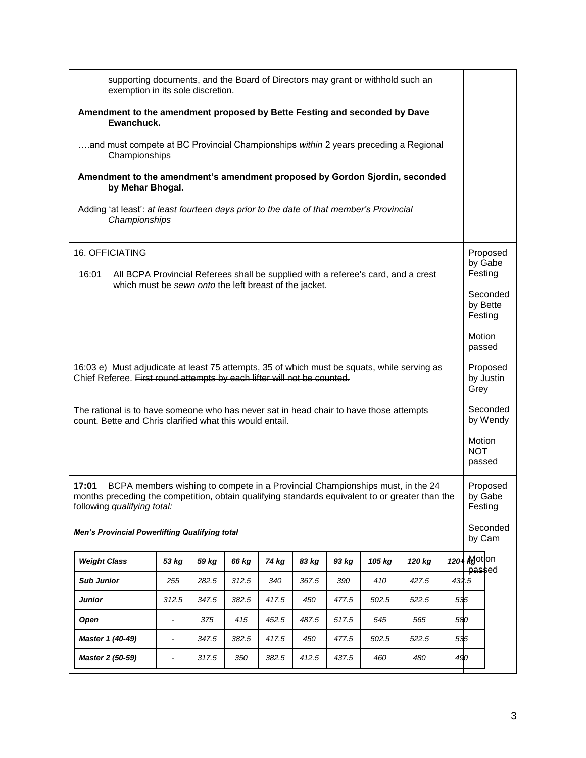supporting documents, and the Board of Directors may grant or withhold such an exemption in its sole discretion.

**Amendment to the amendment proposed by Bette Festing and seconded by Dave Ewanchuck.**

….and must compete at BC Provincial Championships *within* 2 years preceding a Regional Championships

**Amendment to the amendment's amendment proposed by Gordon Sjordin, seconded by Mehar Bhogal.**

Adding 'at least': *at least fourteen days prior to the date of that member's Provincial Championships*

---

16. OFFICIATING

16:01 All BCPA Provincial Referees shall be supplied with a referee's card, and a crest which must be *sewn onto* the left breast of the jacket.

Proposed by Gabe Festing

Seconded by Bette Festing

Motion passed

---

16:03 e) Must adjudicate at least 75 attempts, 35 of which must be squats, while serving as Chief Referee. ~~First round attempts by each lifter will not be counted.~~

The rational is to have someone who has never sat in head chair to have those attempts count. Bette and Chris clarified what this would entail.

Proposed by Justin Grey

Seconded by Wendy

Motion NOT passed

---

**17:01** BCPA members wishing to compete in a Provincial Championships must, in the 24 months preceding the competition, obtain qualifying standards equivalent to or greater than the following *qualifying total:*

***Men's Provincial Powerlifting Qualifying total***

| *Weight Class* | *53 kg* | *59 kg* | *66 kg* | *74 kg* | *83 kg* | *93 kg* | *105 kg* | *120 kg* | *120+ kg* |
|---|---|---|---|---|---|---|---|---|---|
| *Sub Junior* | *255* | *282.5* | *312.5* | *340* | *367.5* | *390* | *410* | *427.5* | *432.5* |
| *Junior* | *312.5* | *347.5* | *382.5* | *417.5* | *450* | *477.5* | *502.5* | *522.5* | *535* |
| *Open* | - | *375* | *415* | *452.5* | *487.5* | *517.5* | *545* | *565* | *580* |
| *Master 1 (40-49)* | - | *347.5* | *382.5* | *417.5* | *450* | *477.5* | *502.5* | *522.5* | *535* |
| *Master 2 (50-59)* | - | *317.5* | *350* | *382.5* | *412.5* | *437.5* | *460* | *480* | *490* |

Proposed by Gabe Festing

Seconded by Cam

Motion passed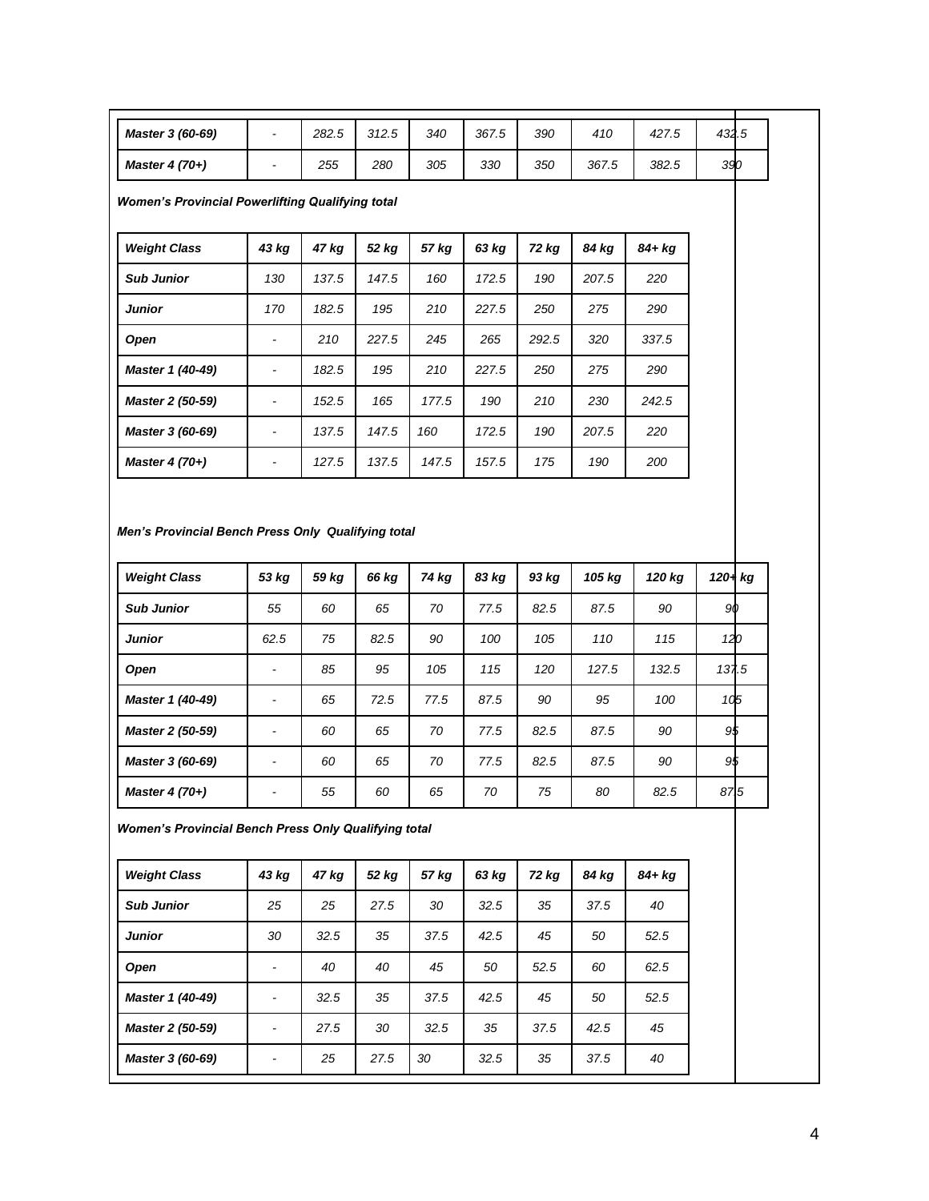| | | | | | | | | | |
|---|---|---|---|---|---|---|---|---|---|
| *Master 3 (60-69)* | *-* | *282.5* | *312.5* | *340* | *367.5* | *390* | *410* | *427.5* | *432.5* |
| *Master 4 (70+)* | *-* | *255* | *280* | *305* | *330* | *350* | *367.5* | *382.5* | *390* |

***Women's Provincial Powerlifting Qualifying total***

| *Weight Class* | *43 kg* | *47 kg* | *52 kg* | *57 kg* | *63 kg* | *72 kg* | *84 kg* | *84+ kg* |
|---|---|---|---|---|---|---|---|---|
| *Sub Junior* | *130* | *137.5* | *147.5* | *160* | *172.5* | *190* | *207.5* | *220* |
| *Junior* | *170* | *182.5* | *195* | *210* | *227.5* | *250* | *275* | *290* |
| *Open* | *-* | *210* | *227.5* | *245* | *265* | *292.5* | *320* | *337.5* |
| *Master 1 (40-49)* | *-* | *182.5* | *195* | *210* | *227.5* | *250* | *275* | *290* |
| *Master 2 (50-59)* | *-* | *152.5* | *165* | *177.5* | *190* | *210* | *230* | *242.5* |
| *Master 3 (60-69)* | *-* | *137.5* | *147.5* | *160* | *172.5* | *190* | *207.5* | *220* |
| *Master 4 (70+)* | *-* | *127.5* | *137.5* | *147.5* | *157.5* | *175* | *190* | *200* |

***Men's Provincial Bench Press Only Qualifying total***

| *Weight Class* | *53 kg* | *59 kg* | *66 kg* | *74 kg* | *83 kg* | *93 kg* | *105 kg* | *120 kg* | *120+ kg* |
|---|---|---|---|---|---|---|---|---|---|
| *Sub Junior* | *55* | *60* | *65* | *70* | *77.5* | *82.5* | *87.5* | *90* | *90* |
| *Junior* | *62.5* | *75* | *82.5* | *90* | *100* | *105* | *110* | *115* | *120* |
| *Open* | *-* | *85* | *95* | *105* | *115* | *120* | *127.5* | *132.5* | *137.5* |
| *Master 1 (40-49)* | *-* | *65* | *72.5* | *77.5* | *87.5* | *90* | *95* | *100* | *105* |
| *Master 2 (50-59)* | *-* | *60* | *65* | *70* | *77.5* | *82.5* | *87.5* | *90* | *95* |
| *Master 3 (60-69)* | *-* | *60* | *65* | *70* | *77.5* | *82.5* | *87.5* | *90* | *95* |
| *Master 4 (70+)* | *-* | *55* | *60* | *65* | *70* | *75* | *80* | *82.5* | *87.5* |

***Women's Provincial Bench Press Only Qualifying total***

| *Weight Class* | *43 kg* | *47 kg* | *52 kg* | *57 kg* | *63 kg* | *72 kg* | *84 kg* | *84+ kg* |
|---|---|---|---|---|---|---|---|---|
| *Sub Junior* | *25* | *25* | *27.5* | *30* | *32.5* | *35* | *37.5* | *40* |
| *Junior* | *30* | *32.5* | *35* | *37.5* | *42.5* | *45* | *50* | *52.5* |
| *Open* | *-* | *40* | *40* | *45* | *50* | *52.5* | *60* | *62.5* |
| *Master 1 (40-49)* | *-* | *32.5* | *35* | *37.5* | *42.5* | *45* | *50* | *52.5* |
| *Master 2 (50-59)* | *-* | *27.5* | *30* | *32.5* | *35* | *37.5* | *42.5* | *45* |
| *Master 3 (60-69)* | *-* | *25* | *27.5* | *30* | *32.5* | *35* | *37.5* | *40* |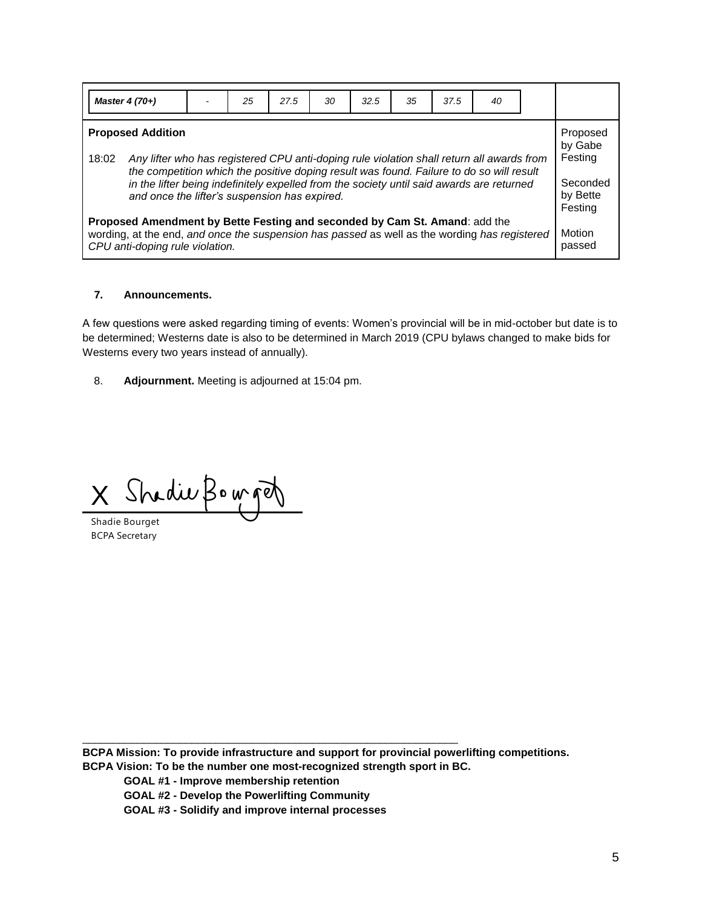| *Master 4 (70+)* | - | *25* | *27.5* | *30* | *32.5* | *35* | *37.5* | *40* |
|---|---|---|---|---|---|---|---|---|

| | |
|---|---|
| **Proposed Addition**<br><br>18:02 *Any lifter who has registered CPU anti-doping rule violation shall return all awards from the competition which the positive doping result was found. Failure to do so will result in the lifter being indefinitely expelled from the society until said awards are returned and once the lifter's suspension has expired.*<br><br>**Proposed Amendment by Bette Festing and seconded by Cam St. Amand**: add the wording, at the end, *and once the suspension has passed* as well as the wording *has registered CPU anti-doping rule violation.* | Proposed by Gabe Festing<br><br>Seconded by Bette Festing<br><br>Motion passed |

#### 7. Announcements.

A few questions were asked regarding timing of events: Women's provincial will be in mid-october but date is to be determined; Westerns date is also to be determined in March 2019 (CPU bylaws changed to make bids for Westerns every two years instead of annually).

8. **Adjournment.** Meeting is adjourned at 15:04 pm.

X Shadie Bourget

Shadie Bourget
BCPA Secretary

**BCPA Mission: To provide infrastructure and support for provincial powerlifting competitions.**
**BCPA Vision: To be the number one most-recognized strength sport in BC.**

**GOAL #1 - Improve membership retention**
**GOAL #2 - Develop the Powerlifting Community**
**GOAL #3 - Solidify and improve internal processes**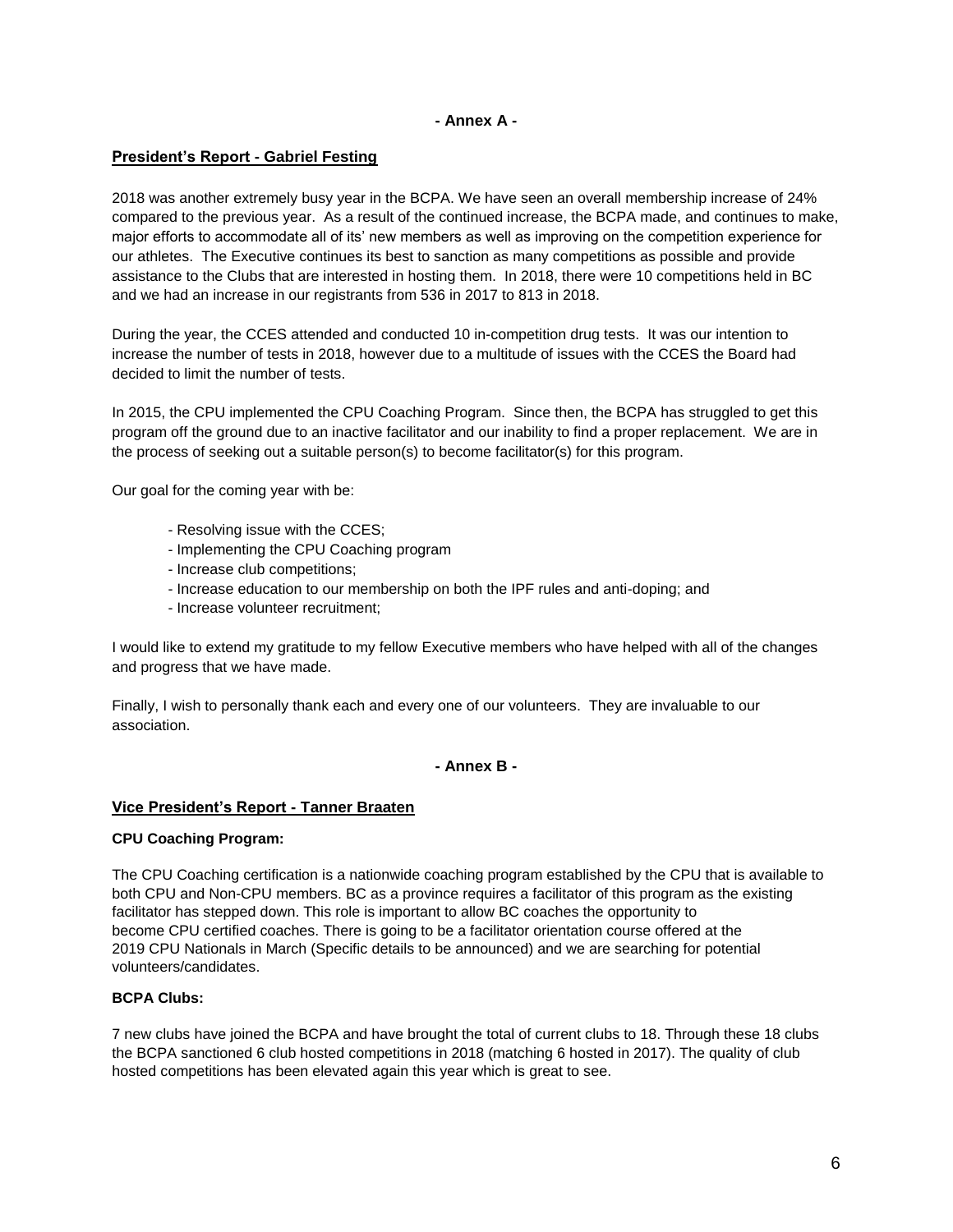**- Annex A -**

## President's Report - Gabriel Festing

2018 was another extremely busy year in the BCPA. We have seen an overall membership increase of 24% compared to the previous year. As a result of the continued increase, the BCPA made, and continues to make, major efforts to accommodate all of its' new members as well as improving on the competition experience for our athletes. The Executive continues its best to sanction as many competitions as possible and provide assistance to the Clubs that are interested in hosting them. In 2018, there were 10 competitions held in BC and we had an increase in our registrants from 536 in 2017 to 813 in 2018.

During the year, the CCES attended and conducted 10 in-competition drug tests. It was our intention to increase the number of tests in 2018, however due to a multitude of issues with the CCES the Board had decided to limit the number of tests.

In 2015, the CPU implemented the CPU Coaching Program. Since then, the BCPA has struggled to get this program off the ground due to an inactive facilitator and our inability to find a proper replacement. We are in the process of seeking out a suitable person(s) to become facilitator(s) for this program.

Our goal for the coming year with be:

- Resolving issue with the CCES;
- Implementing the CPU Coaching program
- Increase club competitions;
- Increase education to our membership on both the IPF rules and anti-doping; and
- Increase volunteer recruitment;

I would like to extend my gratitude to my fellow Executive members who have helped with all of the changes and progress that we have made.

Finally, I wish to personally thank each and every one of our volunteers. They are invaluable to our association.

**- Annex B -**

## Vice President's Report - Tanner Braaten

### CPU Coaching Program:

The CPU Coaching certification is a nationwide coaching program established by the CPU that is available to both CPU and Non-CPU members. BC as a province requires a facilitator of this program as the existing facilitator has stepped down. This role is important to allow BC coaches the opportunity to become CPU certified coaches. There is going to be a facilitator orientation course offered at the 2019 CPU Nationals in March (Specific details to be announced) and we are searching for potential volunteers/candidates.

### BCPA Clubs:

7 new clubs have joined the BCPA and have brought the total of current clubs to 18. Through these 18 clubs the BCPA sanctioned 6 club hosted competitions in 2018 (matching 6 hosted in 2017). The quality of club hosted competitions has been elevated again this year which is great to see.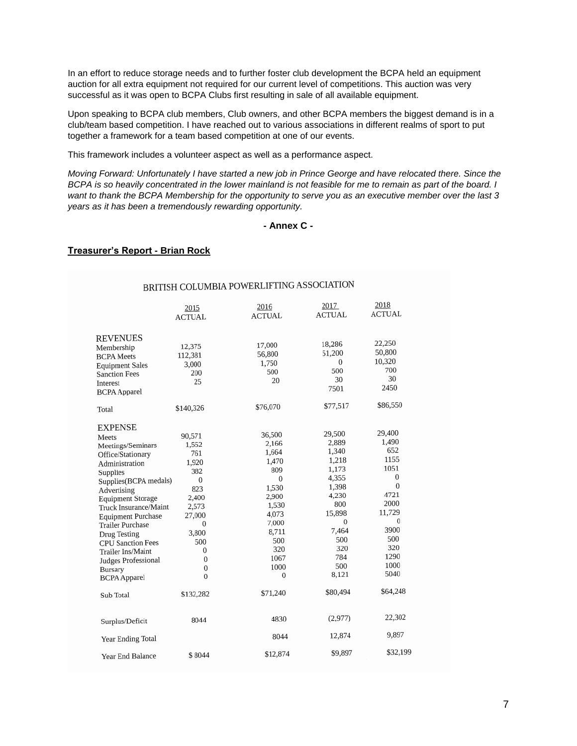In an effort to reduce storage needs and to further foster club development the BCPA held an equipment auction for all extra equipment not required for our current level of competitions. This auction was very successful as it was open to BCPA Clubs first resulting in sale of all available equipment.

Upon speaking to BCPA club members, Club owners, and other BCPA members the biggest demand is in a club/team based competition. I have reached out to various associations in different realms of sport to put together a framework for a team based competition at one of our events.

This framework includes a volunteer aspect as well as a performance aspect.

*Moving Forward: Unfortunately I have started a new job in Prince George and have relocated there. Since the BCPA is so heavily concentrated in the lower mainland is not feasible for me to remain as part of the board. I want to thank the BCPA Membership for the opportunity to serve you as an executive member over the last 3 years as it has been a tremendously rewarding opportunity.*

**- Annex C -**

**Treasurer's Report - Brian Rock**

BRITISH COLUMBIA POWERLIFTING ASSOCIATION

| | 2015 ACTUAL | 2016 ACTUAL | 2017 ACTUAL | 2018 ACTUAL |
|---|---|---|---|---|
| **REVENUES** | | | | |
| Membership | 12,375 | 17,000 | 18,286 | 22,250 |
| BCPA Meets | 112,381 | 56,800 | 51,200 | 50,800 |
| Equipment Sales | 3,000 | 1,750 | 0 | 10,320 |
| Sanction Fees | 200 | 500 | 500 | 700 |
| Interest | 25 | 20 | 30 | 30 |
| BCPA Apparel | | | 7501 | 2450 |
| Total | $140,326 | $76,070 | $77,517 | $86,550 |
| **EXPENSE** | | | | |
| Meets | 90,571 | 36,500 | 29,500 | 29,400 |
| Meetings/Seminars | 1,552 | 2,166 | 2,889 | 1,490 |
| Office/Stationary | 761 | 1,664 | 1,340 | 652 |
| Administration | 1,920 | 1,470 | 1,218 | 1155 |
| Supplies | 382 | 809 | 1,173 | 1051 |
| Supplies(BCPA medals) | 0 | 0 | 4,355 | 0 |
| Advertising | 823 | 1,530 | 1,398 | 0 |
| Equipment Storage | 2,400 | 2,900 | 4,230 | 4721 |
| Truck Insurance/Maint | 2,573 | 1,530 | 800 | 2000 |
| Equipment Purchase | 27,000 | 4,073 | 15,898 | 11,729 |
| Trailer Purchase | 0 | 7,000 | 0 | 0 |
| Drug Testing | 3,800 | 8,711 | 7,464 | 3900 |
| CPU Sanction Fees | 500 | 500 | 500 | 500 |
| Trailer Ins/Maint | 0 | 320 | 320 | 320 |
| Judges Professional | 0 | 1067 | 784 | 1290 |
| Bursary | 0 | 1000 | 500 | 1000 |
| BCPA Apparel | 0 | 0 | 8,121 | 5040 |
| Sub Total | $132,282 | $71,240 | $80,494 | $64,248 |
| Surplus/Deficit | 8044 | 4830 | (2,977) | 22,302 |
| Year Ending Total | | 8044 | 12,874 | 9,897 |
| Year End Balance | $ 8044 | $12,874 | $9,897 | $32,199 |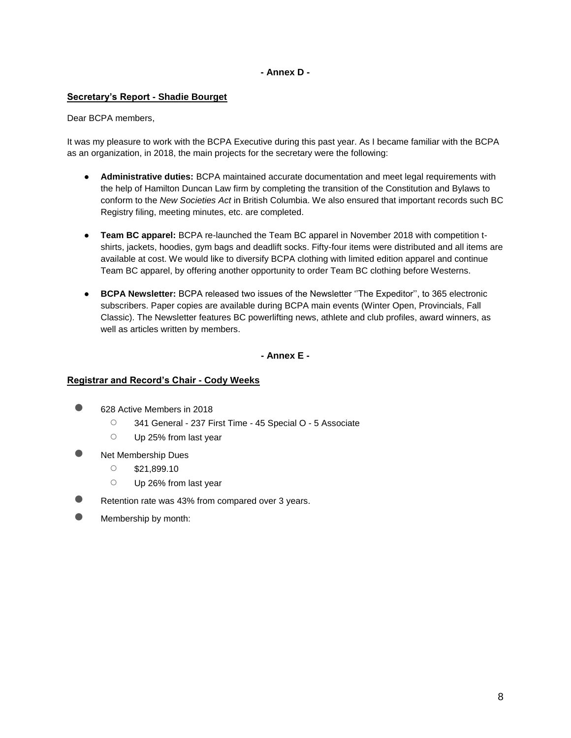**- Annex D -**

## Secretary's Report - Shadie Bourget

Dear BCPA members,

It was my pleasure to work with the BCPA Executive during this past year. As I became familiar with the BCPA as an organization, in 2018, the main projects for the secretary were the following:

- **Administrative duties:** BCPA maintained accurate documentation and meet legal requirements with the help of Hamilton Duncan Law firm by completing the transition of the Constitution and Bylaws to conform to the *New Societies Act* in British Columbia. We also ensured that important records such BC Registry filing, meeting minutes, etc. are completed.
- **Team BC apparel:** BCPA re-launched the Team BC apparel in November 2018 with competition t-shirts, jackets, hoodies, gym bags and deadlift socks. Fifty-four items were distributed and all items are available at cost. We would like to diversify BCPA clothing with limited edition apparel and continue Team BC apparel, by offering another opportunity to order Team BC clothing before Westerns.
- **BCPA Newsletter:** BCPA released two issues of the Newsletter ''The Expeditor'', to 365 electronic subscribers. Paper copies are available during BCPA main events (Winter Open, Provincials, Fall Classic). The Newsletter features BC powerlifting news, athlete and club profiles, award winners, as well as articles written by members.

**- Annex E -**

## Registrar and Record's Chair - Cody Weeks

- 628 Active Members in 2018
  - 341 General - 237 First Time - 45 Special O - 5 Associate
  - Up 25% from last year
- Net Membership Dues
  - $21,899.10
  - Up 26% from last year
- Retention rate was 43% from compared over 3 years.
- Membership by month: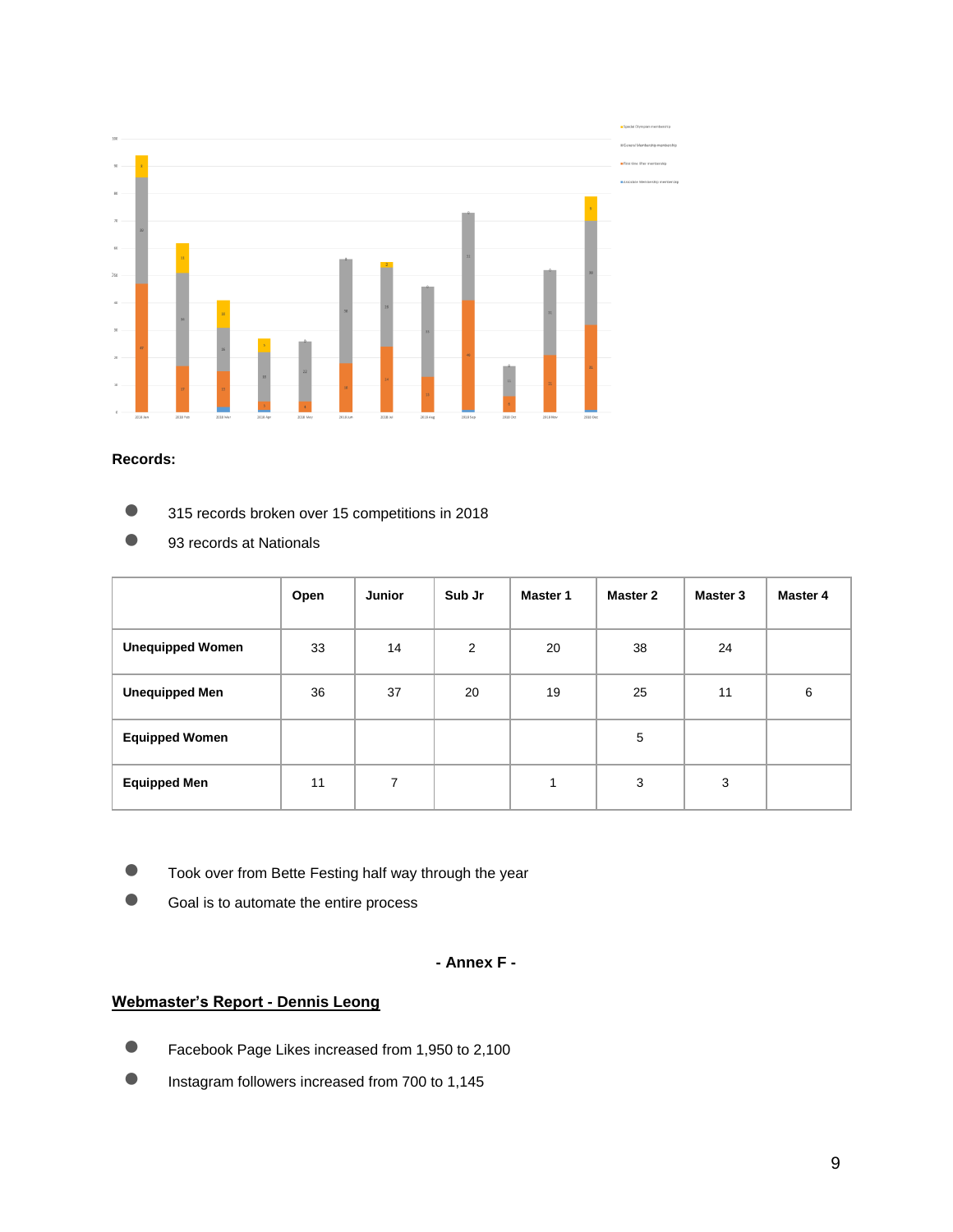**Records:**

- 315 records broken over 15 competitions in 2018
- 93 records at Nationals

| | Open | Junior | Sub Jr | Master 1 | Master 2 | Master 3 | Master 4 |
|---|---|---|---|---|---|---|---|
| **Unequipped Women** | 33 | 14 | 2 | 20 | 38 | 24 | |
| **Unequipped Men** | 36 | 37 | 20 | 19 | 25 | 11 | 6 |
| **Equipped Women** | | | | | 5 | | |
| **Equipped Men** | 11 | 7 | | 1 | 3 | 3 | |

- Took over from Bette Festing half way through the year
- Goal is to automate the entire process

**- Annex F -**

## Webmaster's Report - Dennis Leong

- Facebook Page Likes increased from 1,950 to 2,100
- Instagram followers increased from 700 to 1,145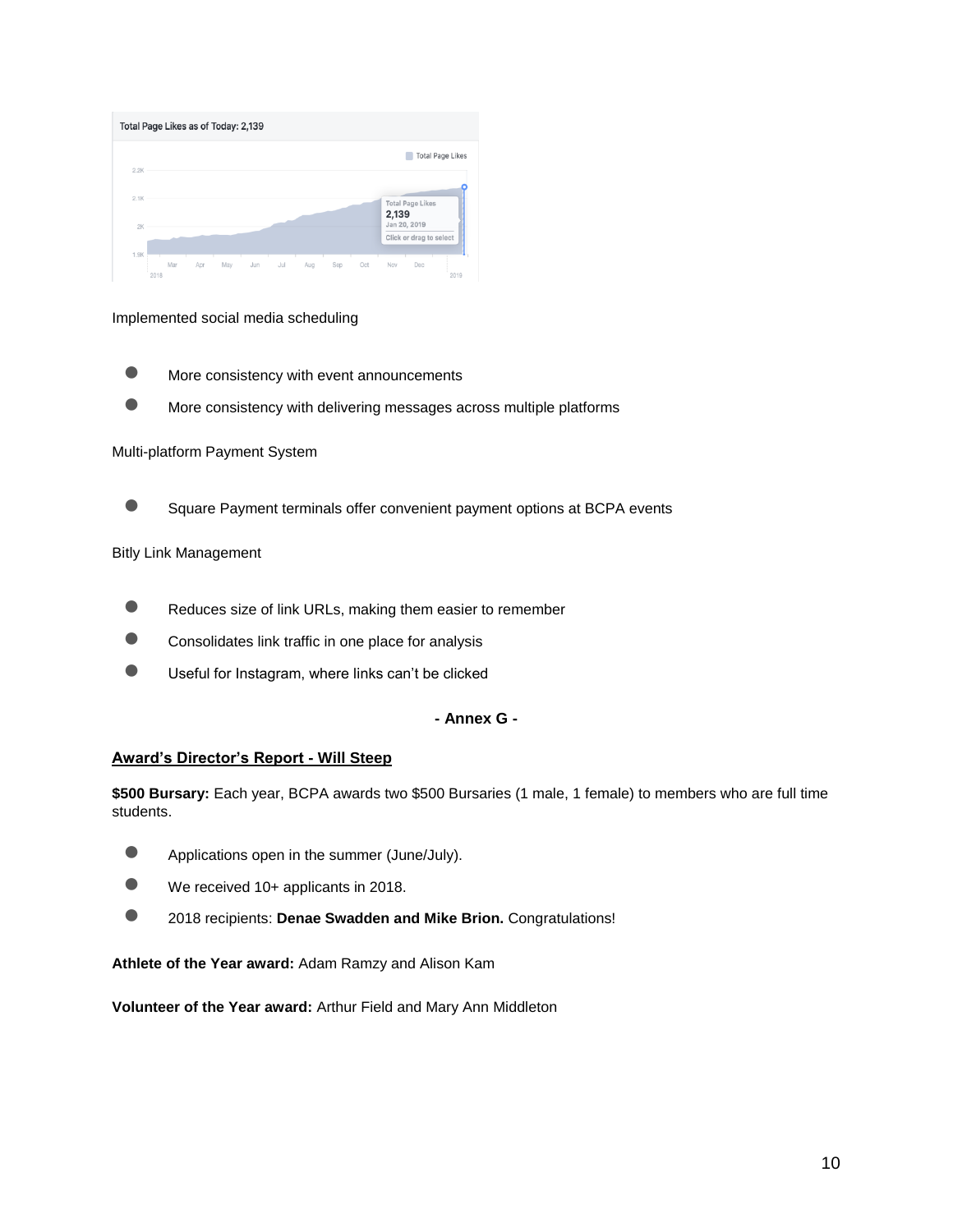Implemented social media scheduling

- More consistency with event announcements
- More consistency with delivering messages across multiple platforms

Multi-platform Payment System

- Square Payment terminals offer convenient payment options at BCPA events

Bitly Link Management

- Reduces size of link URLs, making them easier to remember
- Consolidates link traffic in one place for analysis
- Useful for Instagram, where links can't be clicked

**- Annex G -**

## Award's Director's Report - Will Steep

**$500 Bursary:** Each year, BCPA awards two $500 Bursaries (1 male, 1 female) to members who are full time students.

- Applications open in the summer (June/July).
- We received 10+ applicants in 2018.
- 2018 recipients: **Denae Swadden and Mike Brion.** Congratulations!

**Athlete of the Year award:** Adam Ramzy and Alison Kam

**Volunteer of the Year award:** Arthur Field and Mary Ann Middleton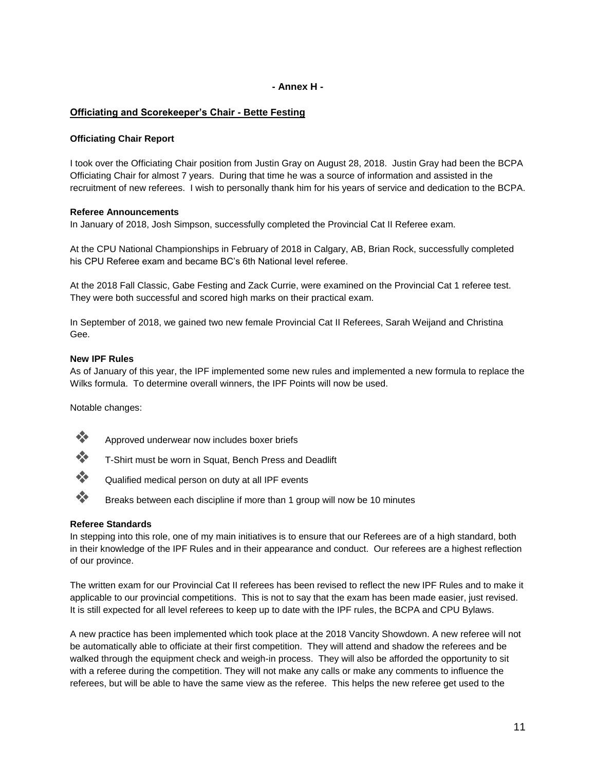**- Annex H -**

## Officiating and Scorekeeper's Chair - Bette Festing

### Officiating Chair Report

I took over the Officiating Chair position from Justin Gray on August 28, 2018. Justin Gray had been the BCPA Officiating Chair for almost 7 years. During that time he was a source of information and assisted in the recruitment of new referees. I wish to personally thank him for his years of service and dedication to the BCPA.

### Referee Announcements

In January of 2018, Josh Simpson, successfully completed the Provincial Cat II Referee exam.

At the CPU National Championships in February of 2018 in Calgary, AB, Brian Rock, successfully completed his CPU Referee exam and became BC's 6th National level referee.

At the 2018 Fall Classic, Gabe Festing and Zack Currie, were examined on the Provincial Cat 1 referee test. They were both successful and scored high marks on their practical exam.

In September of 2018, we gained two new female Provincial Cat II Referees, Sarah Weijand and Christina Gee.

### New IPF Rules

As of January of this year, the IPF implemented some new rules and implemented a new formula to replace the Wilks formula. To determine overall winners, the IPF Points will now be used.

Notable changes:

- Approved underwear now includes boxer briefs
- T-Shirt must be worn in Squat, Bench Press and Deadlift
- Qualified medical person on duty at all IPF events
- Breaks between each discipline if more than 1 group will now be 10 minutes

### Referee Standards

In stepping into this role, one of my main initiatives is to ensure that our Referees are of a high standard, both in their knowledge of the IPF Rules and in their appearance and conduct. Our referees are a highest reflection of our province.

The written exam for our Provincial Cat II referees has been revised to reflect the new IPF Rules and to make it applicable to our provincial competitions. This is not to say that the exam has been made easier, just revised. It is still expected for all level referees to keep up to date with the IPF rules, the BCPA and CPU Bylaws.

A new practice has been implemented which took place at the 2018 Vancity Showdown. A new referee will not be automatically able to officiate at their first competition. They will attend and shadow the referees and be walked through the equipment check and weigh-in process. They will also be afforded the opportunity to sit with a referee during the competition. They will not make any calls or make any comments to influence the referees, but will be able to have the same view as the referee. This helps the new referee get used to the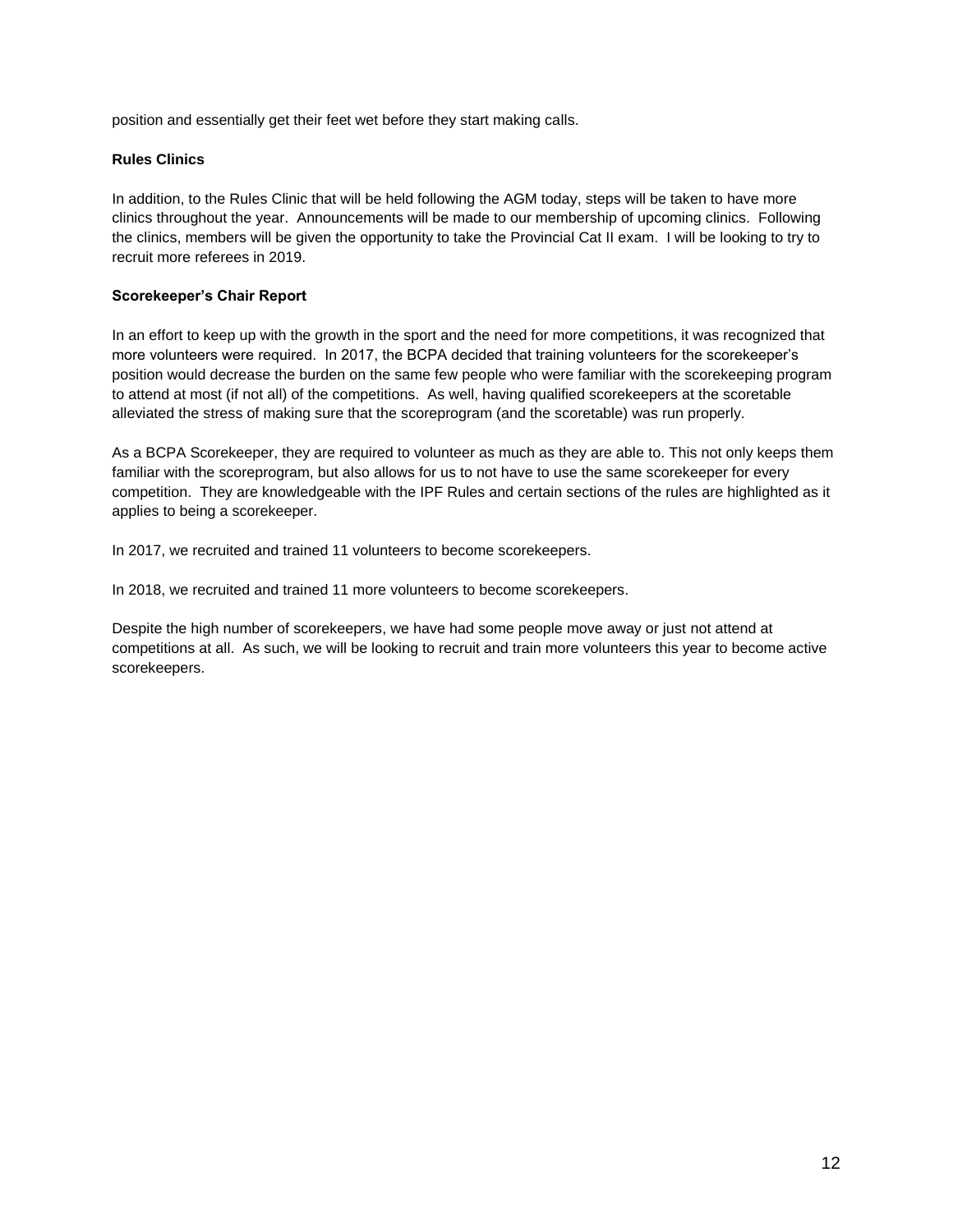position and essentially get their feet wet before they start making calls.

**Rules Clinics**

In addition, to the Rules Clinic that will be held following the AGM today, steps will be taken to have more clinics throughout the year. Announcements will be made to our membership of upcoming clinics. Following the clinics, members will be given the opportunity to take the Provincial Cat II exam. I will be looking to try to recruit more referees in 2019.

**Scorekeeper's Chair Report**

In an effort to keep up with the growth in the sport and the need for more competitions, it was recognized that more volunteers were required. In 2017, the BCPA decided that training volunteers for the scorekeeper's position would decrease the burden on the same few people who were familiar with the scorekeeping program to attend at most (if not all) of the competitions. As well, having qualified scorekeepers at the scoretable alleviated the stress of making sure that the scoreprogram (and the scoretable) was run properly.

As a BCPA Scorekeeper, they are required to volunteer as much as they are able to. This not only keeps them familiar with the scoreprogram, but also allows for us to not have to use the same scorekeeper for every competition. They are knowledgeable with the IPF Rules and certain sections of the rules are highlighted as it applies to being a scorekeeper.

In 2017, we recruited and trained 11 volunteers to become scorekeepers.

In 2018, we recruited and trained 11 more volunteers to become scorekeepers.

Despite the high number of scorekeepers, we have had some people move away or just not attend at competitions at all. As such, we will be looking to recruit and train more volunteers this year to become active scorekeepers.